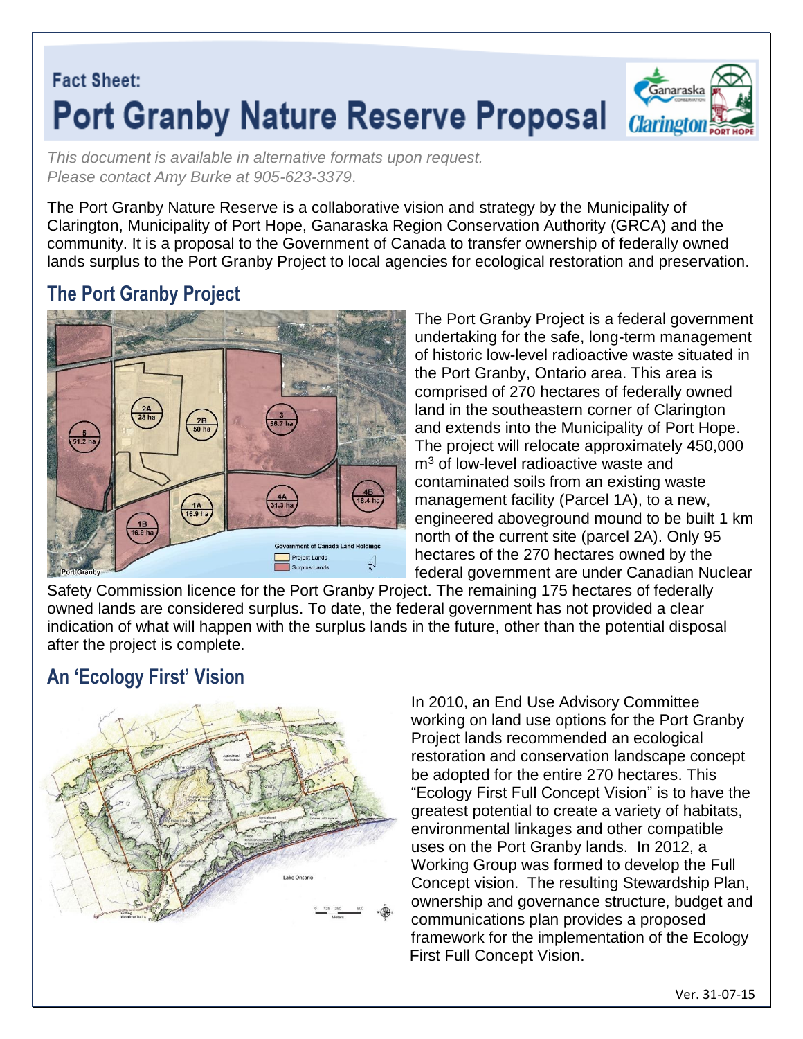# Fact Sheet: Port Granby Nature Reserve Proposal

*This document is available in alternative formats upon request. Please contact Amy Burke at 905-623-3379*.

The Port Granby Nature Reserve is a collaborative vision and strategy by the Municipality of Clarington, Municipality of Port Hope, Ganaraska Region Conservation Authority (GRCA) and the community. It is a proposal to the Government of Canada to transfer ownership of federally owned lands surplus to the Port Granby Project to local agencies for ecological restoration and preservation.

## The Port Granby Project

The Port Granby Project is a federal government undertaking for the safe, long-term management of historic low-level radioactive waste situated in the Port Granby, Ontario area. This area is comprised of 270 hectares of federally owned land in the southeastern corner of Clarington and extends into the Municipality of Port Hope. The project will relocate approximately 450,000 $m^3$ of low-level radioactive waste and contaminated soils from an existing waste management facility (Parcel 1A), to a new, engineered aboveground mound to be built 1 km north of the current site (parcel 2A). Only 95 hectares of the 270 hectares owned by the federal government are under Canadian Nuclear Safety Commission licence for the Port Granby Project. The remaining 175 hectares of federally owned lands are considered surplus. To date, the federal government has not provided a clear indication of what will happen with the surplus lands in the future, other than the potential disposal after the project is complete.

## An 'Ecology First' Vision

In 2010, an End Use Advisory Committee working on land use options for the Port Granby Project lands recommended an ecological restoration and conservation landscape concept be adopted for the entire 270 hectares. This "Ecology First Full Concept Vision" is to have the greatest potential to create a variety of habitats, environmental linkages and other compatible uses on the Port Granby lands. In 2012, a Working Group was formed to develop the Full Concept vision. The resulting Stewardship Plan, ownership and governance structure, budget and communications plan provides a proposed framework for the implementation of the Ecology First Full Concept Vision.

Ver. 31-07-15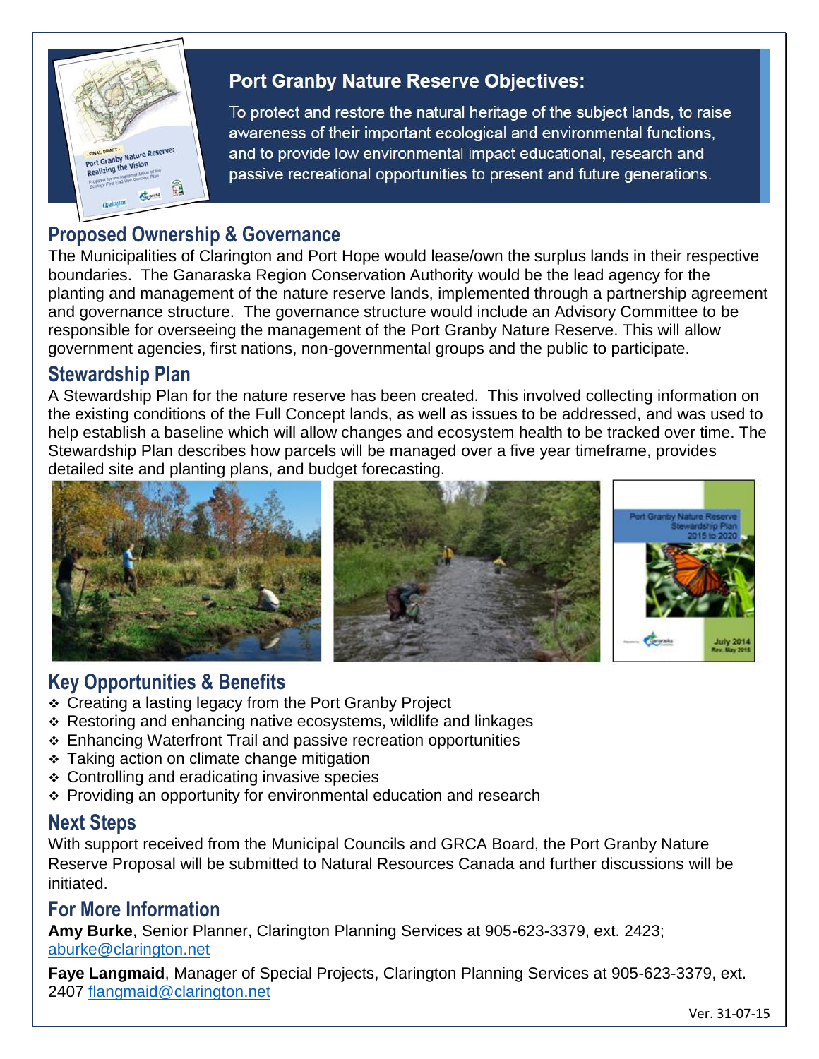## Port Granby Nature Reserve Objectives:

To protect and restore the natural heritage of the subject lands, to raise awareness of their important ecological and environmental functions, and to provide low environmental impact educational, research and passive recreational opportunities to present and future generations.

## Proposed Ownership & Governance

The Municipalities of Clarington and Port Hope would lease/own the surplus lands in their respective boundaries. The Ganaraska Region Conservation Authority would be the lead agency for the planting and management of the nature reserve lands, implemented through a partnership agreement and governance structure. The governance structure would include an Advisory Committee to be responsible for overseeing the management of the Port Granby Nature Reserve. This will allow government agencies, first nations, non-governmental groups and the public to participate.

## Stewardship Plan

A Stewardship Plan for the nature reserve has been created. This involved collecting information on the existing conditions of the Full Concept lands, as well as issues to be addressed, and was used to help establish a baseline which will allow changes and ecosystem health to be tracked over time. The Stewardship Plan describes how parcels will be managed over a five year timeframe, provides detailed site and planting plans, and budget forecasting.

## Key Opportunities & Benefits

- Creating a lasting legacy from the Port Granby Project
- Restoring and enhancing native ecosystems, wildlife and linkages
- Enhancing Waterfront Trail and passive recreation opportunities
- Taking action on climate change mitigation
- Controlling and eradicating invasive species
- Providing an opportunity for environmental education and research

## Next Steps

With support received from the Municipal Councils and GRCA Board, the Port Granby Nature Reserve Proposal will be submitted to Natural Resources Canada and further discussions will be initiated.

## For More Information

**Amy Burke**, Senior Planner, Clarington Planning Services at 905-623-3379, ext. 2423; aburke@clarington.net

**Faye Langmaid**, Manager of Special Projects, Clarington Planning Services at 905-623-3379, ext. 2407 flangmaid@clarington.net

Ver. 31-07-15